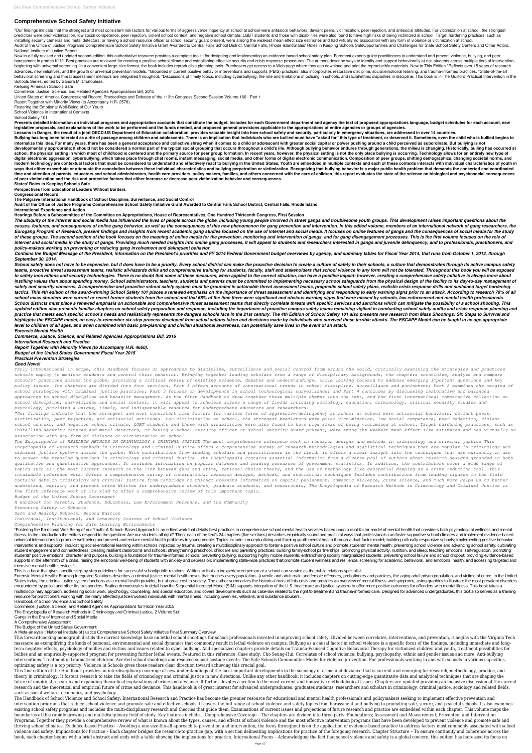# Comprehensive School Safety Initiative

"Our findings indicate that the strongest and most consistent risk factors for various forms of aggressive/delinquency at school at school were antisocial behaviors, deviant peers, victimization, peer rejection, and antisocial attitudes. For victimization at school, the strongest predictors were prior victimization, low social competence, peer rejection, violent school context, and negative school climate. LGBT students and those with disabilities were also found to have high risks of being victimized at school. Target hardening practices, such as installing security cameras and metal detectors, or having a school resource officer or school security guard present, were among the weakest mean effect size estimates and had virtually no association with any form of violence or victimization at school.

Audit of the Office of Justice Programs Comprehensive School Safety Initiative Grant Awarded to Central Falls School District, Central Falls, Rhode IslandStates' Roles in Keeping Schools SafeOpportunities and Challenges for State School Safety Centers and Other Actors. National Institute of Justice Report

Now in a fully revised and updated second edition, this authoritative resource provides a complete toolkit for designing and implementing an evidence-based school safety plan. Foremost experts guide practitioners to understand and prevent violence, bullying, and peer harassment in grades K12. Best practices are reviewed for creating a positive school climate and establishing effective security and crisis response procedures. The authors describe ways to identify and support behaviorally at-risk students across multiple tiers of intervention, beginning with universal screening. In a convenient large-size format, the book includes reproducible planning tools. Purchasers get access to a Web page where they can download and print the reproducible materials. New to This Edition \*Reflects over 15 years of research advances, new initiatives, and the growth of universal prevention models. \*Grounded in current positive behavior interventions and supports (PBIS) practices; also incorporates restorative discipline, socialemotional learning, and trauma-informed practices. \*State-of-the-art behavioral screening and threat assessment methods are integrated throughout. \*Discussions of timely topics, including cyberbullying, the role and limitations of policing in schools, and racial/ethnic disparities in discipline. This book is in The Guilford Practical Intervention in the Schools Series, edited by Sandra M. Chafouleas.

Keeping American Schools Safe

Commerce, Justice, Science, and Related Agencies Appropriations Bill, 2015

United States of America Congressional Record, Proceedings and Debates of the 113th Congress Second Session Volume 160 - Part 1

Report Together with Minority Views (to Accompany H.R. 2578).

Fostering the Emotional Well-Being of Our Youth

School Violence in International Contexts

School Safety 101

**Presents detailed information on individual programs and appropriation accounts that constitute the budget. Includes for each Government department and agency the text of proposed appropriations language, budget schedules for each account, new legislative proposals, and explanations of the work to be performed and the funds needed, and proposed general provisions applicable to the appropriations of entire agencies or groups of agencies.**

**Lessons in Danger, the result of a joint OECD-US Department of Education collaboration, provides valuable insight into how school safety and security, particularly in emergency situations, are addressed in over 14 countries.**

**Bullying has long been tolerated as a rite of passage among children and adolescents. There is an implication that individuals who are bullied must have "asked for" this type of treatment, or deserved it. Sometimes, even the child who is bullied begins to internalize this idea. For many years, there has been a general acceptance and collective shrug when it comes to a child or adolescent with greater social capital or power pushing around a child perceived as subordinate. But bullying is not developmentally appropriate; it should not be considered a normal part of the typical social grouping that occurs throughout a child's life. Although bullying behavior endures through generations, the milieu is changing. Historically, bulling has occurred at school, the physical setting in which most of childhood is centered and the primary source for peer group formation. In recent years, however, the physical setting is not the only place bullying is occurring. Technology allows for an entirely new type of digital electronic aggression, cyberbullying, which takes place through chat rooms, instant messaging, social media, and other forms of digital electronic communication. Composition of peer groups, shifting demographics, changing societal norms, and modern technology are contextual factors that must be considered to understand and effectively react to bullying in the United States. Youth are embedded in multiple contexts and each of these contexts interacts with individual characteristics of youth in ways that either exacerbate or attenuate the association between these individual characteristics and bullying perpetration or victimization. Recognizing that bullying behavior is a major public health problem that demands the concerted and coordinated time and attention of parents, educators and school administrators, health care providers, policy makers, families, and others concerned with the care of children, this report evaluates the state of the science on biological and psychosocial consequences of peer victimization and the risk and protective factors that either increase or decrease peer victimization behavior and consequences.**

**States' Roles in Keeping Schools Safe**

**Perspectives from Educational Leaders Without Borders**

**Congressional Record**

**The Palgrave International Handbook of School Discipline, Surveillance, and Social Control**

**Audit of the Office of Justice Programs Comprehensive School Safety Initiative Grant Awarded to Central Falls School District, Central Falls, Rhode Island**

**International Experience and Action**

**Hearings Before a Subcommittee of the Committee on Appropriations, House of Representatives, One Hundred Thirteenth Congress, First Session**

***The ubiquity of the internet and social media has influenced the lives of people across the globe, including young people involved in street gangs and troublesome youth groups. This development raises important questions about the causes, features, and consequences of online gang behavior, as well as the consequences of this new phenomenon for gang prevention and intervention. In this edited volume, members of an international network of gang researchers, the Eurogang Program of Research, present findings and insights from recent academic gang studies focused on the use of internet and social media. It focuses on online features of gangs and the consequences of social media for the study of these groups. The second section of the book focuses on the meaning of online media for the prevention, monitoring and intervention of gangs, and for gang disengagement processes. This is the first volume focused on the role of internet and social media in the study of gangs. Providing much needed insights into online gang processes, it will appeal to students and researchers interested in gangs and juvenile delinquency, and to professionals, practitioners, and policy-makers working on preventing or reducing gang involvement and delinquent behavior.***

***Contains the Budget Message of the President, information on the President's priorities and FY 2014 Federal Government budget overviews by agency, and summary tables for Fiscal Year 2014, that runs from October 1, 2013, through September 30, 2014.***

***School safety does not have to be expensive, but it does have to be a priority. Every school district can make the proactive decision to create a culture of safety in their schools, a culture that demonstrates through its active campus safety teams, proactive threat assessment teams, realistic all-hazards drills and comprehensive training for students, faculty, staff and stakeholders that school violence in any form will not be tolerated. Throughout this book you will be exposed to safety innovations and security technologies. There is no doubt that some of these measures, when applied to the correct situation, can have a positive impact; however, creating a comprehensive safety initiative is always more about instilling values than about spending money. School administrators, teachers, students and parents must be committed to implementing necessary school safeguards from the physical design of the facility to its day-to-day management of safety and security concerns. A comprehensive and proactive school safety system must be grounded in actionable threat assessment teams, pragmatic school safety plans, realistic crisis response drills and sustained target hardening tactics. This 4th edition of the award-winning School Safety 101 places a renewed emphasis on the importance of threat assessment and identifying and responding to early warning signs prior to an attack. According to research 78% of all school mass shooters were current or recent former students from the school and that 68% of the time there were significant and obvious warning signs that were missed by schools, law enforcement and mental health professionals. School districts must place a renewed emphasis on actionable and comprehensive threat assessment teams that directly correlate threats with specific services and sanctions which can mitigate the possibility of a school shooting. This updated edition also presents familiar chapters on school safety preparation and response, including the importance of proactive campus safety teams remaining vigilant in conducting school safety audits and crisis response planning and practice that meets each specific school's needs and realistically represents the dangers schools face in the 21st century. The 4th Edition of School Safety 101 also presents new research from Mass Shootings: Six Steps to Survival and highlights the ESCAPE model, an easy-to-remember six-step process developed from actual actions taken and decisions made by individuals who survived these terrible attacks. The ESCAPE Model can be taught in an age-appropriate level to children of all ages, and when combined with basic pre-planning and civilian situational awareness, can potentially save lives in the event of an attack.***

***Forensic Mental Health***

***Commerce, Justice, Science, and Related Agencies Appropriations Bill, 2016***

***International Research and Practice***

***Report Together with Minority Views (to Accompany H.R. 4660).***

***Budget of the United States Government Fiscal Year 2015***

***Practical Prevention Strategies***

***Good News!***

*Truly international in scope, this Handbook focuses on approaches to discipline, surveillance and social control from around the world, critically examining the strategies and practices schools employ to monitor students and control their behavior. Bringing together leading scholars from a range of disciplinary backgrounds, the chapters scrutinize, analyze and compare schools' practices across the globe, providing a critical review of existing evidence, debates and understandings, while looking forward to address emerging important questions and key policy issues. The chapters are divided into four sections. Part 1 offers accounts of international trends in school discipline, surveillance and punishment; Part 2 examines the merging of school strategies with criminal justice practices; Part 3 focuses on developments in school technological surveillance; and Part 4 concludes by discussing restorative and balanced approaches to school discipline and behavior management. As the first Handbook to draw together these multiple themes into one text, and the first international comparative collection on school discipline, surveillance and social control, it will appeal to scholars across a range of fields including sociology, education, criminology, critical security studies and psychology, providing a unique, timely, and indispensable resource for undergraduate educators and researchers.*

*"Our findings indicate that the strongest and most consistent risk factors for various forms of aggressive/delinquency at school at school were antisocial behaviors, deviant peers, victimization, peer rejection, and antisocial attitudes. For victimization at school, the strongest predictors were prior victimization, low social competence, peer rejection, violent school context, and negative school climate. LGBT students and those with disabilities were also found to have high risks of being victimized at school. Target hardening practices, such as installing security cameras and metal detectors, or having a school resource officer or school security guard present, were among the weakest mean effect size estimates and had virtually no association with any form of violence or victimization at school.*

*The Encyclopedia of RESEARCH METHODS IN CRIMINOLOGY & CRIMINAL JUSTICE The most comprehensive reference work on research designs and methods in criminology and criminal justice This Encyclopedia of Research Methods in Criminology and Criminal Justice offers a comprehensive survey of research methodologies and statistical techniques that are popular in criminology and criminal justice systems across the globe. With contributions from leading scholars and practitioners in the field, it offers a clear insight into the techniques that are currently in use to answer the pressing questions in criminology and criminal justice. The Encyclopedia contains essential information from a diverse pool of authors about research designs grounded in both qualitative and quantitative approaches. It includes information on popular datasets and leading resources of government statistics. In addition, the contributors cover a wide range of topics such as: the most current research on the link between guns and crime, rational choice theory, and the use of technology like geospatial mapping as a crime reduction tool. This invaluable reference work: Offers a comprehensive survey of international research designs, methods, and statistical techniques Includes contributions from leading figures in the field Contains data on criminology and criminal justice from Cambridge to Chicago Presents information on capital punishment, domestic violence, crime science, and much more Helps us to better understand, explain, and prevent crime Written for undergraduate students, graduate students, and researchers, The Encyclopedia of Research Methods in Criminology and Criminal Justice is the first reference work of its kind to offer a comprehensive review of this important topic.*

*Budget of the United States Government*

*A Handbook for Parents, Students, Educators, Law Enforcement Personnel and the Community*

*Promoting Safety in Schools*

*Safe and Healthy Schools, Second Edition*

*Individual, Institutional, and Community Sources of School Violence*

*Comprehensive Planning for Safe Learning Environments*

"Fostering the Emotional Well-Being of our Youth: A School- Based Approach is an edited work that details best practices in comprehensive school mental health services based upon a dual-factor model of mental health that considers both psychological wellness and mental illness. In the introduction the editors respond to the question: Are our students all right? Then, each of the text's 24 chapters (five sections) describes empirically sound and practical ways that professionals can foster supportive school climates and implement evidence-based universal interventions to promote well-being and prevent and reduce mental health problems in young people. Topics include: conceptualizing and framing youth mental health through a dual-factor model; building culturally responsive schools; implementing positive behavior interventions and supports; inculcating social-emotional learning within schools impacted by trauma; creating a multidisciplinary approach to foster a positive school culture and promote students' mental health; preventing school violence and advancing school safety; cultivating student engagement and connectedness; creating resilient classrooms and schools; strengthening preschool, childcare and parenting practices; building family-school partnerships; promoting physical activity, nutrition, and sleep; teaching emotional self-regulation; promoting students' positive emotions, character and purpose; building a foundation for trauma-informed schools; preventing bullying; supporting highly mobile students; enfranchising socially marginalized students; preventing school failure and school dropout; providing evidence-based supports in the aftermath of a crisis; raising the emotional well-being of students with anxiety and depression; implementing state-wide practices that promote student wellness and resilience; screening for academic, behavioral, and emotional health; and accessing targeted and intensive mental health services"--

This is a book that gives specific step-by-step guidelines for successful school/public relations. Written so that an inexperienced person at a school can service as the public relations specialist.

Forensic Mental Health: Framing Integrated Solutions describes a criminal justice–mental health nexus that touches every population—juvenile and adult male and female offenders, probationers and parolees, the aging adult prison population, and victims of crime. In the United States today, the criminal justice system functions as a mental health provider, but at great cost to society. The author summarizes the historical roots of this crisis and provides an overview of mental illness and symptoms, using graphics to illustrate the most prevalent disorders encountered by police and other first responders. Bratina demonstrates in detail how the Sequential Intercept Model (SIM) supports integration of the U.S. healthcare and justice systems to offer more positive outcomes for offenders with mental illness. This book takes a multidisciplinary approach, addressing social work, psychology, counseling, and special education, and covers developments such as case-law related to the right to treatment and trauma-informed care. Designed for advanced undergraduates, this text also serves as a training resource for practitioners working with the many affected justice-involved individuals with mental illness, including juveniles, veterans, and substance abusers.

Handbook of School Violence and School Safety

Commerce, Justice, Science, and Related Agencies Appropriations for Fiscal Year 2015

The Encyclopedia of Research Methods in Criminology and Criminal Justice, 2 Volume Set

Gangs in the Era of Internet and Social Media

A Comprehensive Assessment

The Budget of the United States Government

A Meta-analysis : National Institute of Justice Comprehensive School Safety Initiative Final Summary Overview

This forward-looking monograph distills the current knowledge base on lethal school shootings for school professionals invested in improving school safety. Divided between correlates, interventions, and prevention, it begins with the Virginia Tech massacre as exemplifying the kinds of personal, environmental and social dynamics that commonly result in lethal violence on campus. Bullying as a causal factor in school violence is a specific focus of the findings, including immediate and long-term negative effects, psychology of bullies and victims and issues related to cyber bullying. And specialized chapters provide details on Trauma-Focused Cognitive Behavioral Therapy for victimized children and youth, treatment possibilities for bullies and an empirically-supported program for preventing further lethal events. Featured in this reference: Case study: Cho Seung-Hui. Correlates of school violence: bullying, psychopathy, ethnic and gender issues and more. Anti-bullying interventions. Treatment of traumatized children. Averted school shootings and resolved school hostage events. The Safe Schools Communities Model for violence prevention. For professionals working in and with schools in various capacities, optimizing safety is a top priority. Violence in Schools gives those readers clear direction toward achieving this crucial goal.

This 2nd edition of the Handbook provides an interdisciplinary coverage of new understandings of the most important developments in the sociology of crime and deviance that is current and emerging for research, methodology, practice, and theory in criminology. It fosters research to take the fields of criminology and criminal justice in new directions. Unlike any other handbook, it includes chapters on cutting-edge quantitative data and analytical techniques that are shaping the future of empirical research and expanding theoretical explanations of crime and deviance. It further devotes a section to the most current and innovative methodological issues. Chapters are updated providing an inclusive discussion of the current research and the theoretical and empirical future of crime and deviance. This handbook is of great interest for advanced undergraduates, graduates students, researchers and scholars in criminology, criminal justice, sociology and related fields, such as social welfare, economics, and psychology.

The Handbook of School Violence and School Safety: International Research and Practice has become the premier resource for educational and mental health professionals and policymakers seeking to implement effective prevention and intervention programs that reduce school violence and promote safe and effective schools. It covers the full range of school violence and safety topics from harassment and bullying to promoting safe, secure, and peaceful schools. It also examines existing school safety programs and includes the multi-disciplinary research and theories that guide them. Examinations of current issues and projections of future research and practice are embedded within each chapter. This volume maps the boundaries of this rapidly growing and multidisciplinary field of study. Key features include... Comprehensive Coverage – The chapters are divided into three parts: Foundations; Assessment and Measurement; Prevention and Intervention Programs. Together they provide a comprehensive review of what is known about the types, causes, and effects of school violence and the most effective intervention programs that have been developed to prevent violence and promote safe and thriving school climates. Evidence-based Practice – Avoiding a one-size-fits-all approach to prevention and intervention, the focus throughout is on the application of evidence-based practice to address factors most commonly associated with school violence and safety. Implications for Practice – Each chapter bridges the research-to-practice gap, with a section delineating implications for practice of the foregoing research. Chapter Structure – To ensure continuity and coherence across the book, each chapter begins with a brief abstract and ends with a table showing the implications for practice. International Focus – Acknowledging the fact that school violence and safety is a global concern, this edition has increased its focus on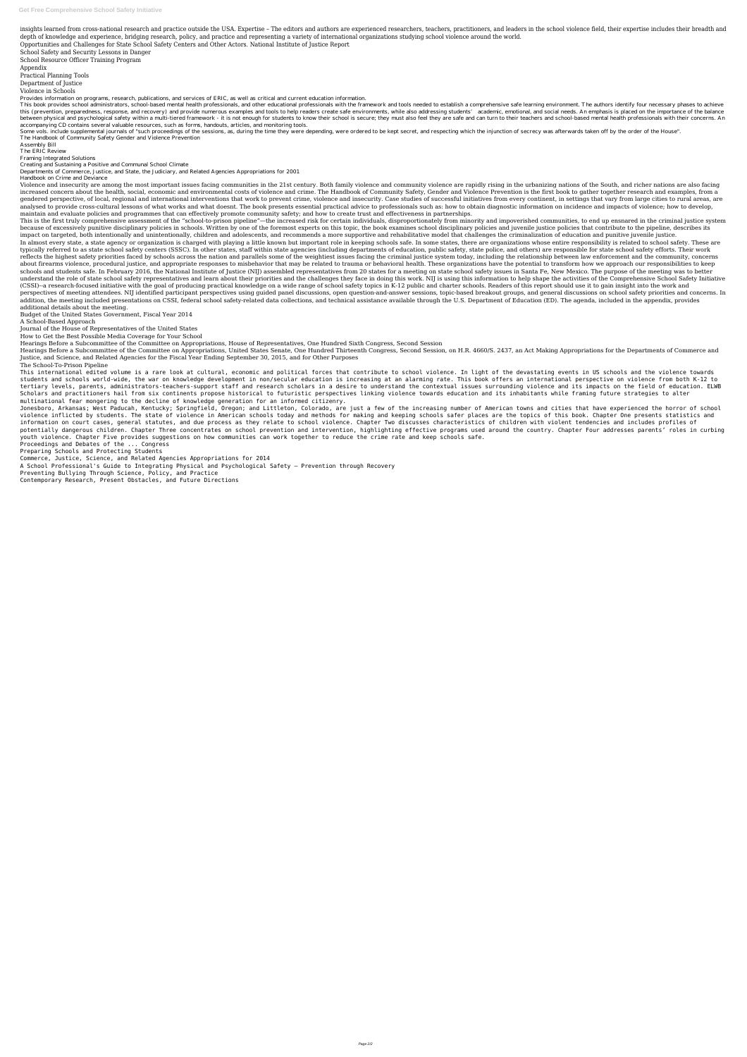insights learned from cross-national research and practice outside the USA. Expertise – The editors and authors are experienced researchers, teachers, practitioners, and leaders in the school violence field, their expertise includes their breadth and depth of knowledge and experience, bridging research, policy, and practice and representing a variety of international organizations studying school violence around the world.

Opportunities and Challenges for State School Safety Centers and Other Actors. National Institute of Justice Report

School Safety and Security Lessons in Danger

School Resource Officer Training Program

Appendix

Practical Planning Tools

Department of Justice

Violence in Schools

Provides information on programs, research, publications, and services of ERIC, as well as critical and current education information.

This book provides school administrators, school-based mental health professionals, and other educational professionals with the framework and tools needed to establish a comprehensive safe learning environment. The authors identify four necessary phases to achieve this (prevention, preparedness, response, and recovery) and provide numerous examples and tools to help readers create safe environments, while also addressing students' academic, emotional, and social needs. An emphasis is placed on the importance of the balance between physical and psychological safety within a multi-tiered framework - it is not enough for students to know their school is secure; they must also feel they are safe and can turn to their teachers and school-based mental health professionals with their concerns. An accompanying CD contains several valuable resources, such as forms, handouts, articles, and monitoring tools.

Some vols. include supplemental journals of "such proceedings of the sessions, as, during the time they were depending, were ordered to be kept secret, and respecting which the injunction of secrecy was afterwards taken off by the order of the House".

The Handbook of Community Safety Gender and Violence Prevention

Assembly Bill

The ERIC Review

Framing Integrated Solutions

Creating and Sustaining a Positive and Communal School Climate

Departments of Commerce, Justice, and State, the Judiciary, and Related Agencies Appropriations for 2001

Handbook on Crime and Deviance

Violence and insecurity are among the most important issues facing communities in the 21st century. Both family violence and community violence are rapidly rising in the urbanizing nations of the South, and richer nations are also facing increased concern about the health, social, economic and environmental costs of violence and crime. The Handbook of Community Safety, Gender and Violence Prevention is the first book to gather together research and examples, from a gendered perspective, of local, regional and international interventions that work to prevent crime, violence and insecurity. Case studies of successful initiatives from every continent, in settings that vary from large cities to rural areas, are analysed to provide cross-cultural lessons of what works and what doesnt. The book presents essential practical advice to professionals such as: how to obtain diagnostic information on incidence and impacts of violence; how to develop, maintain and evaluate policies and programmes that can effectively promote community safety; and how to create trust and effectiveness in partnerships.

This is the first truly comprehensive assessment of the "school-to-prison pipeline"—the increased risk for certain individuals, disproportionately from minority and impoverished communities, to end up ensnared in the criminal justice system because of excessively punitive disciplinary policies in schools. Written by one of the foremost experts on this topic, the book examines school disciplinary policies and juvenile justice policies that contribute to the pipeline, describes its impact on targeted, both intentionally and unintentionally, children and adolescents, and recommends a more supportive and rehabilitative model that challenges the criminalization of education and punitive juvenile justice.

In almost every state, a state agency or organization is charged with playing a little known but important role in keeping schools safe. In some states, there are organizations whose entire responsibility is related to school safety. These are typically referred to as state school safety centers (SSSC). In other states, staff within state agencies (including departments of education, public safety, state police, and others) are responsible for state school safety efforts. Their work reflects the highest safety priorities faced by schools across the nation and parallels some of the weightiest issues facing the criminal justice system today, including the relationship between law enforcement and the community, concerns about firearms violence, procedural justice, and appropriate responses to misbehavior that may be related to trauma or behavioral health. These organizations have the potential to transform how we approach our responsibilities to keep schools and students safe. In February 2016, the National Institute of Justice (NIJ) assembled representatives from 20 states for a meeting on state school safety issues in Santa Fe, New Mexico. The purpose of the meeting was to better understand the role of state school safety representatives and learn about their priorities and the challenges they face in doing this work. NIJ is using this information to help shape the activities of the Comprehensive School Safety Initiative (CSSI)--a research-focused initiative with the goal of producing practical knowledge on a wide range of school safety topics in K-12 public and charter schools. Readers of this report should use it to gain insight into the work and perspectives of meeting attendees. NIJ identified participant perspectives using guided panel discussions, open question-and-answer sessions, topic-based breakout groups, and general discussions on school safety priorities and concerns. In addition, the meeting included presentations on CSSI, federal school safety-related data collections, and technical assistance available through the U.S. Department of Education (ED). The agenda, included in the appendix, provides additional details about the meeting.

Budget of the United States Government, Fiscal Year 2014

A School-Based Approach

Journal of the House of Representatives of the United States

How to Get the Best Possible Media Coverage for Your School

Hearings Before a Subcommittee of the Committee on Appropriations, House of Representatives, One Hundred Sixth Congress, Second Session

Hearings Before a Subcommittee of the Committee on Appropriations, United States Senate, One Hundred Thirteenth Congress, Second Session, on H.R. 4660/S. 2437, an Act Making Appropriations for the Departments of Commerce and Justice, and Science, and Related Agencies for the Fiscal Year Ending September 30, 2015, and for Other Purposes

The School-To-Prison Pipeline

This international edited volume is a rare look at cultural, economic and political forces that contribute to school violence. In light of the devastating events in US schools and the violence towards students and schools world-wide, the war on knowledge development in non/secular education is increasing at an alarming rate. This book offers an international perspective on violence from both K-12 to tertiary levels, parents, administrators-teachers-support staff and research scholars in a desire to understand the contextual issues surrounding violence and its impacts on the field of education. ELWB Scholars and practitioners hail from six continents propose historical to futuristic perspectives linking violence towards education and its inhabitants while framing future strategies to alter multinational fear mongering to the decline of knowledge generation for an informed citizenry.

Jonesboro, Arkansas; West Paducah, Kentucky; Springfield, Oregon; and Littleton, Colorado, are just a few of the increasing number of American towns and cities that have experienced the horror of school violence inflicted by students. The state of violence in American schools today and methods for making and keeping schools safer places are the topics of this book. Chapter One presents statistics and information on court cases, general statutes, and due process as they relate to school violence. Chapter Two discusses characteristics of children with violent tendencies and includes profiles of potentially dangerous children. Chapter Three concentrates on school prevention and intervention, highlighting effective programs used around the country. Chapter Four addresses parents' roles in curbing youth violence. Chapter Five provides suggestions on how communities can work together to reduce the crime rate and keep schools safe.

Proceedings and Debates of the ... Congress

Preparing Schools and Protecting Students

Commerce, Justice, Science, and Related Agencies Appropriations for 2014

A School Professional's Guide to Integrating Physical and Psychological Safety – Prevention through Recovery

Preventing Bullying Through Science, Policy, and Practice

Contemporary Research, Present Obstacles, and Future Directions